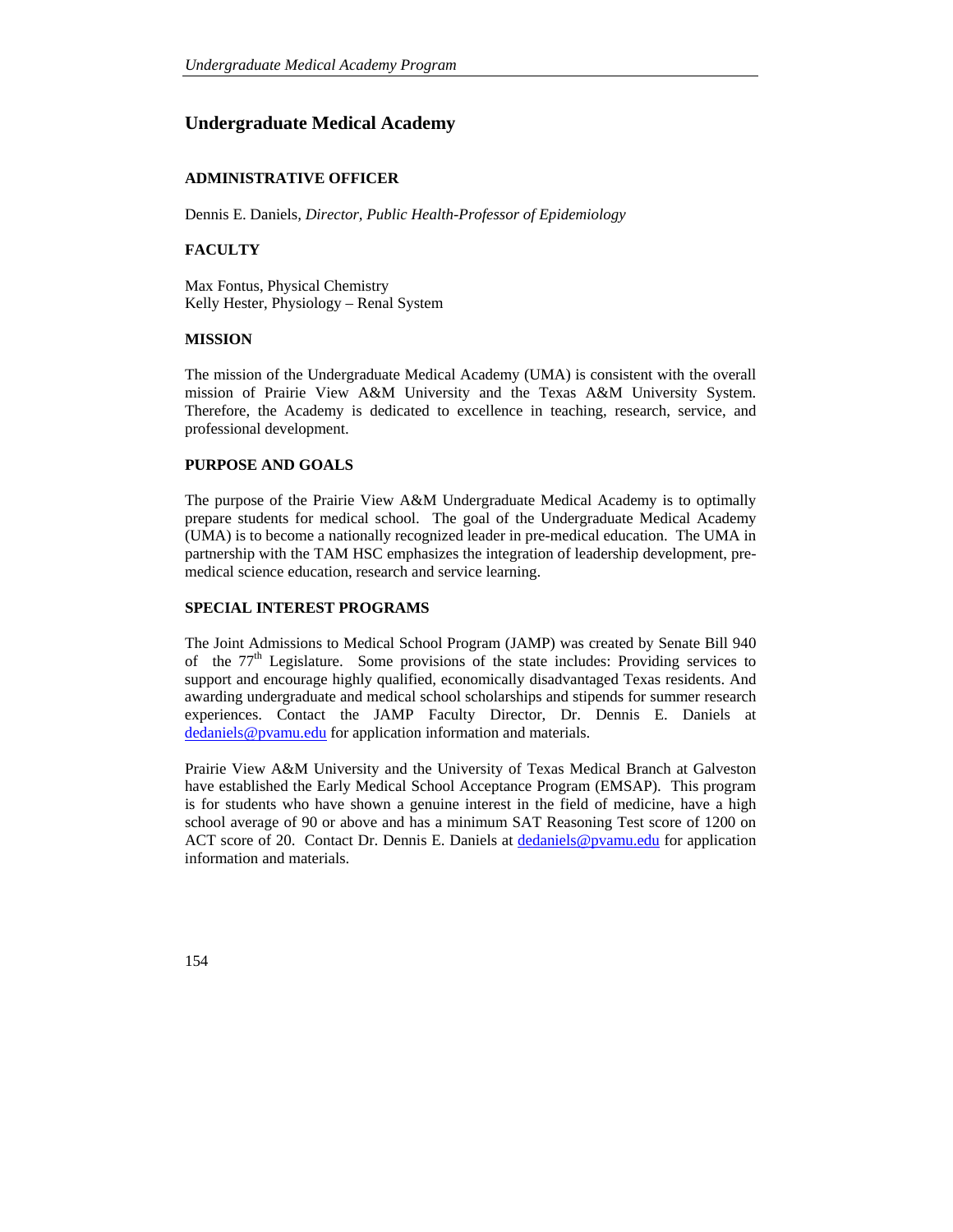# Undergraduate Medical Academy

### ADMINISTRATIVE OFFICER

Dennis E. Daniels, *Director, Public Health-Professor of Epidemiology*

### FACULTY

Max Fontus, Physical Chemistry
Kelly Hester, Physiology – Renal System

### MISSION

The mission of the Undergraduate Medical Academy (UMA) is consistent with the overall mission of Prairie View A&M University and the Texas A&M University System. Therefore, the Academy is dedicated to excellence in teaching, research, service, and professional development.

### PURPOSE AND GOALS

The purpose of the Prairie View A&M Undergraduate Medical Academy is to optimally prepare students for medical school. The goal of the Undergraduate Medical Academy (UMA) is to become a nationally recognized leader in pre-medical education. The UMA in partnership with the TAM HSC emphasizes the integration of leadership development, pre-medical science education, research and service learning.

### SPECIAL INTEREST PROGRAMS

The Joint Admissions to Medical School Program (JAMP) was created by Senate Bill 940 of the 77th Legislature. Some provisions of the state includes: Providing services to support and encourage highly qualified, economically disadvantaged Texas residents. And awarding undergraduate and medical school scholarships and stipends for summer research experiences. Contact the JAMP Faculty Director, Dr. Dennis E. Daniels at dedaniels@pvamu.edu for application information and materials.

Prairie View A&M University and the University of Texas Medical Branch at Galveston have established the Early Medical School Acceptance Program (EMSAP). This program is for students who have shown a genuine interest in the field of medicine, have a high school average of 90 or above and has a minimum SAT Reasoning Test score of 1200 on ACT score of 20. Contact Dr. Dennis E. Daniels at dedaniels@pvamu.edu for application information and materials.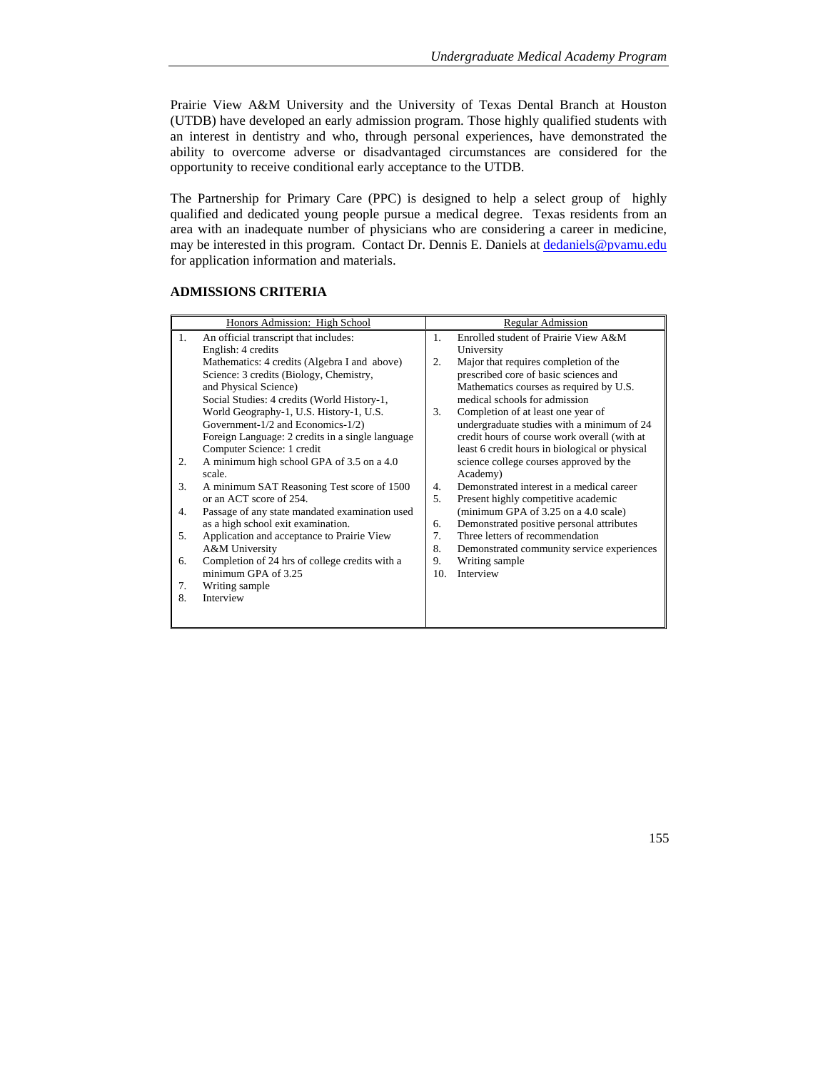Prairie View A&M University and the University of Texas Dental Branch at Houston (UTDB) have developed an early admission program. Those highly qualified students with an interest in dentistry and who, through personal experiences, have demonstrated the ability to overcome adverse or disadvantaged circumstances are considered for the opportunity to receive conditional early acceptance to the UTDB.

The Partnership for Primary Care (PPC) is designed to help a select group of highly qualified and dedicated young people pursue a medical degree. Texas residents from an area with an inadequate number of physicians who are considering a career in medicine, may be interested in this program. Contact Dr. Dennis E. Daniels at dedaniels@pvamu.edu for application information and materials.

## ADMISSIONS CRITERIA

| Honors Admission: High School | Regular Admission |
|---|---|
| 1. An official transcript that includes: English: 4 credits; Mathematics: 4 credits (Algebra I and above); Science: 3 credits (Biology, Chemistry, and Physical Science); Social Studies: 4 credits (World History-1, World Geography-1, U.S. History-1, U.S. Government-1/2 and Economics-1/2); Foreign Language: 2 credits in a single language; Computer Science: 1 credit | 1. Enrolled student of Prairie View A&M University |
| 2. A minimum high school GPA of 3.5 on a 4.0 scale. | 2. Major that requires completion of the prescribed core of basic sciences and Mathematics courses as required by U.S. medical schools for admission |
| 3. A minimum SAT Reasoning Test score of 1500 or an ACT score of 254. | 3. Completion of at least one year of undergraduate studies with a minimum of 24 credit hours of course work overall (with at least 6 credit hours in biological or physical science college courses approved by the Academy) |
| 4. Passage of any state mandated examination used as a high school exit examination. | 4. Demonstrated interest in a medical career |
| 5. Application and acceptance to Prairie View A&M University | 5. Present highly competitive academic (minimum GPA of 3.25 on a 4.0 scale) |
| 6. Completion of 24 hrs of college credits with a minimum GPA of 3.25 | 6. Demonstrated positive personal attributes |
| 7. Writing sample | 7. Three letters of recommendation |
| 8. Interview | 8. Demonstrated community service experiences |
| | 9. Writing sample |
| | 10. Interview |